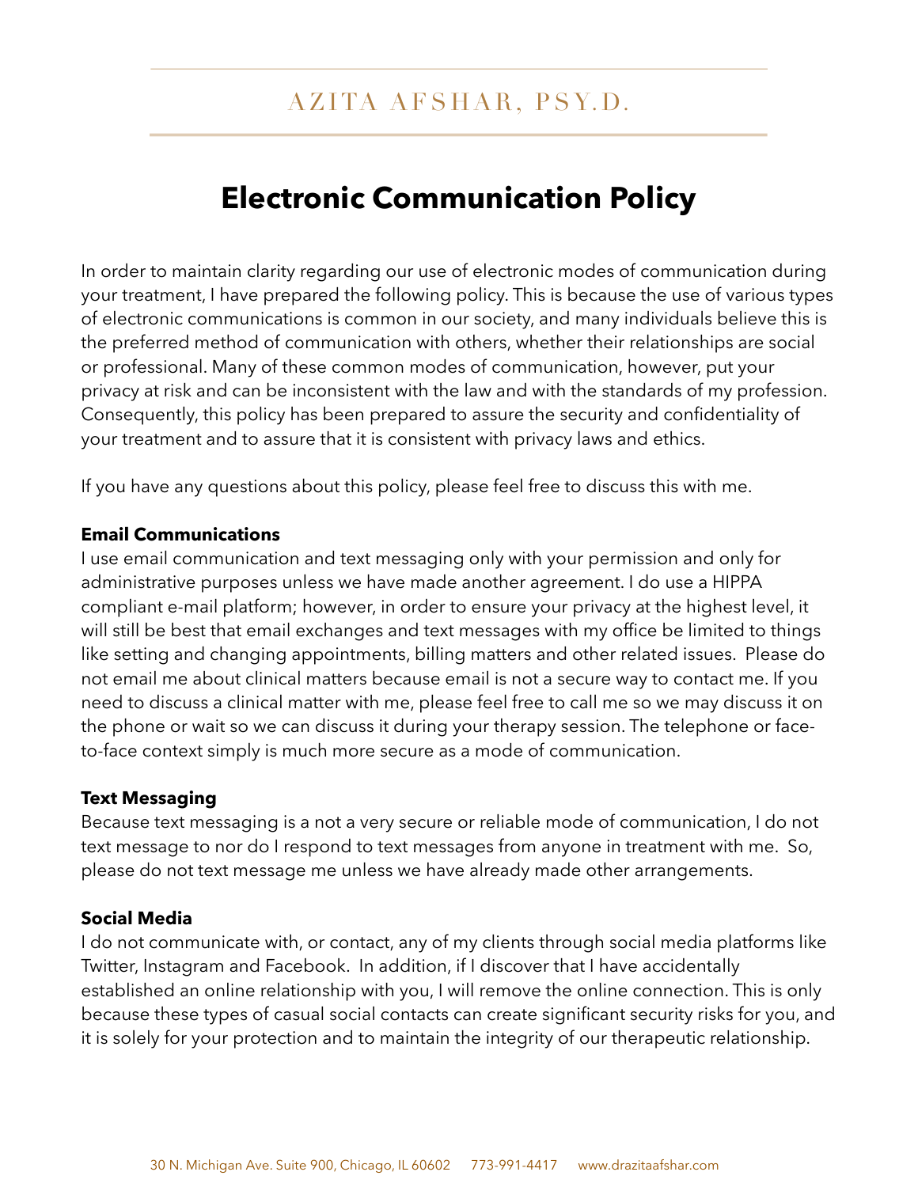AZITA AFSHAR, PSY.D.

# Electronic Communication Policy

In order to maintain clarity regarding our use of electronic modes of communication during your treatment, I have prepared the following policy. This is because the use of various types of electronic communications is common in our society, and many individuals believe this is the preferred method of communication with others, whether their relationships are social or professional. Many of these common modes of communication, however, put your privacy at risk and can be inconsistent with the law and with the standards of my profession. Consequently, this policy has been prepared to assure the security and confidentiality of your treatment and to assure that it is consistent with privacy laws and ethics.

If you have any questions about this policy, please feel free to discuss this with me.

**Email Communications**

I use email communication and text messaging only with your permission and only for administrative purposes unless we have made another agreement. I do use a HIPPA compliant e-mail platform; however, in order to ensure your privacy at the highest level, it will still be best that email exchanges and text messages with my office be limited to things like setting and changing appointments, billing matters and other related issues. Please do not email me about clinical matters because email is not a secure way to contact me. If you need to discuss a clinical matter with me, please feel free to call me so we may discuss it on the phone or wait so we can discuss it during your therapy session. The telephone or face-to-face context simply is much more secure as a mode of communication.

**Text Messaging**

Because text messaging is a not a very secure or reliable mode of communication, I do not text message to nor do I respond to text messages from anyone in treatment with me. So, please do not text message me unless we have already made other arrangements.

**Social Media**

I do not communicate with, or contact, any of my clients through social media platforms like Twitter, Instagram and Facebook. In addition, if I discover that I have accidentally established an online relationship with you, I will remove the online connection. This is only because these types of casual social contacts can create significant security risks for you, and it is solely for your protection and to maintain the integrity of our therapeutic relationship.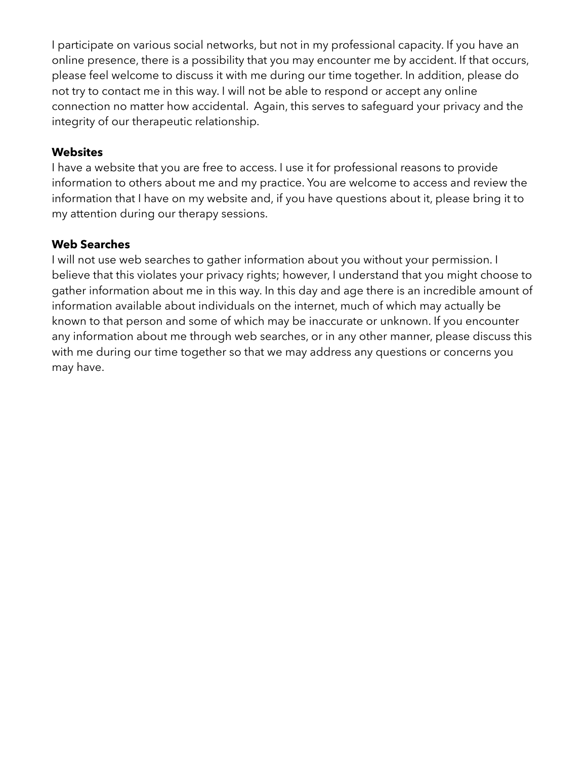I participate on various social networks, but not in my professional capacity. If you have an online presence, there is a possibility that you may encounter me by accident. If that occurs, please feel welcome to discuss it with me during our time together. In addition, please do not try to contact me in this way. I will not be able to respond or accept any online connection no matter how accidental. Again, this serves to safeguard your privacy and the integrity of our therapeutic relationship.

**Websites**

I have a website that you are free to access. I use it for professional reasons to provide information to others about me and my practice. You are welcome to access and review the information that I have on my website and, if you have questions about it, please bring it to my attention during our therapy sessions.

**Web Searches**

I will not use web searches to gather information about you without your permission. I believe that this violates your privacy rights; however, I understand that you might choose to gather information about me in this way. In this day and age there is an incredible amount of information available about individuals on the internet, much of which may actually be known to that person and some of which may be inaccurate or unknown. If you encounter any information about me through web searches, or in any other manner, please discuss this with me during our time together so that we may address any questions or concerns you may have.